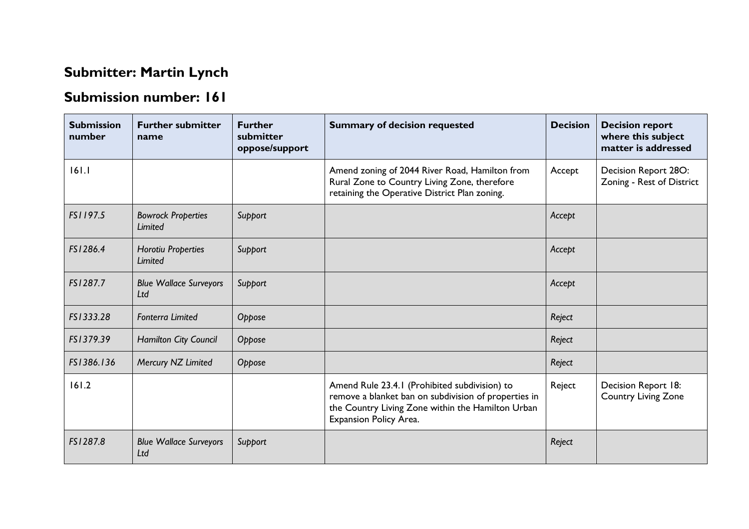## Submitter: Martin Lynch

## Submission number: 161

| Submission number | Further submitter name | Further submitter oppose/support | Summary of decision requested | Decision | Decision report where this subject matter is addressed |
|---|---|---|---|---|---|
| 161.1 | | | Amend zoning of 2044 River Road, Hamilton from Rural Zone to Country Living Zone, therefore retaining the Operative District Plan zoning. | Accept | Decision Report 28O: Zoning - Rest of District |
| *FS1197.5* | *Bowrock Properties Limited* | *Support* | | *Accept* | |
| *FS1286.4* | *Horotiu Properties Limited* | *Support* | | *Accept* | |
| *FS1287.7* | *Blue Wallace Surveyors Ltd* | *Support* | | *Accept* | |
| *FS1333.28* | *Fonterra Limited* | *Oppose* | | *Reject* | |
| *FS1379.39* | *Hamilton City Council* | *Oppose* | | *Reject* | |
| *FS1386.136* | *Mercury NZ Limited* | *Oppose* | | *Reject* | |
| 161.2 | | | Amend Rule 23.4.1 (Prohibited subdivision) to remove a blanket ban on subdivision of properties in the Country Living Zone within the Hamilton Urban Expansion Policy Area. | Reject | Decision Report 18: Country Living Zone |
| *FS1287.8* | *Blue Wallace Surveyors Ltd* | *Support* | | *Reject* | |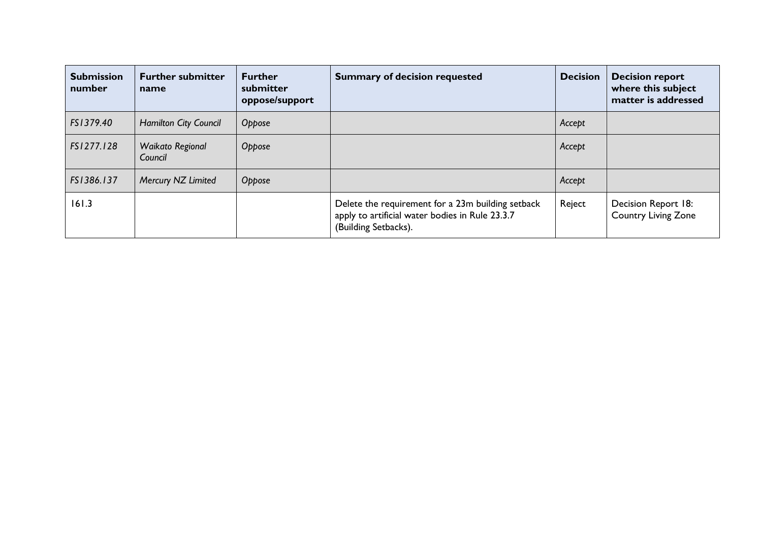| Submission number | Further submitter name | Further submitter oppose/support | Summary of decision requested | Decision | Decision report where this subject matter is addressed |
|---|---|---|---|---|---|
| *FS1379.40* | *Hamilton City Council* | *Oppose* | | *Accept* | |
| *FS1277.128* | *Waikato Regional Council* | *Oppose* | | *Accept* | |
| *FS1386.137* | *Mercury NZ Limited* | *Oppose* | | *Accept* | |
| 161.3 | | | Delete the requirement for a 23m building setback apply to artificial water bodies in Rule 23.3.7 (Building Setbacks). | Reject | Decision Report 18: Country Living Zone |